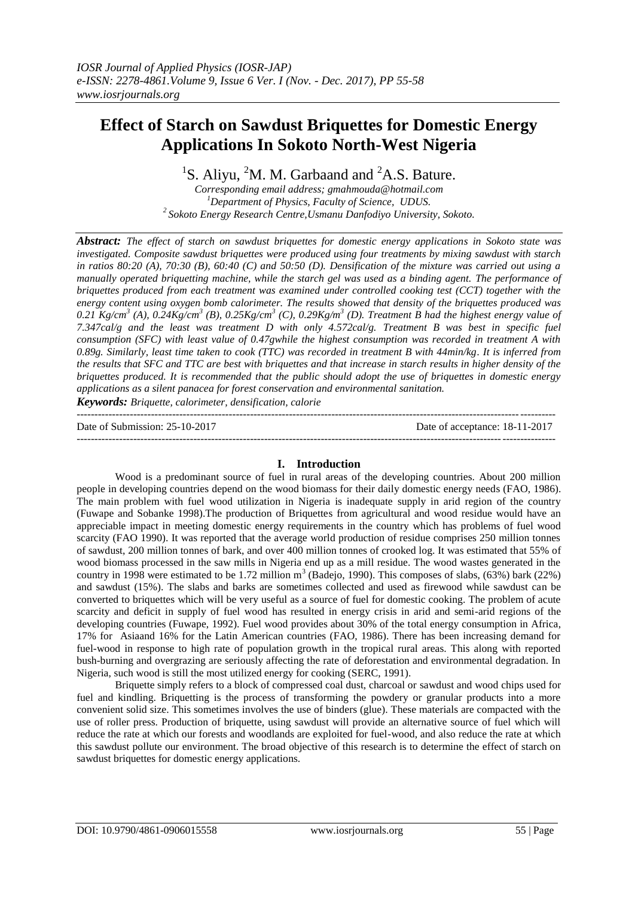# Effect of Starch on Sawdust Briquettes for Domestic Energy Applications In Sokoto North-West Nigeria

[1]S. Aliyu, [2]M. M. Garbaand and [2]A.S. Bature.

*Corresponding email address; gmahmouda@hotmail.com*
*[1]Department of Physics, Faculty of Science, UDUS.*
*[2]Sokoto Energy Research Centre,Usmanu Danfodiyo University, Sokoto.*

***Abstract:*** *The effect of starch on sawdust briquettes for domestic energy applications in Sokoto state was investigated. Composite sawdust briquettes were produced using four treatments by mixing sawdust with starch in ratios 80:20 (A), 70:30 (B), 60:40 (C) and 50:50 (D). Densification of the mixture was carried out using a manually operated briquetting machine, while the starch gel was used as a binding agent. The performance of briquettes produced from each treatment was examined under controlled cooking test (CCT) together with the energy content using oxygen bomb calorimeter. The results showed that density of the briquettes produced was 0.21 Kg/cm$^3$ (A), 0.24Kg/cm$^3$ (B), 0.25Kg/cm$^3$ (C), 0.29Kg/m$^3$ (D). Treatment B had the highest energy value of 7.347cal/g and the least was treatment D with only 4.572cal/g. Treatment B was best in specific fuel consumption (SFC) with least value of 0.47gwhile the highest consumption was recorded in treatment A with 0.89g. Similarly, least time taken to cook (TTC) was recorded in treatment B with 44min/kg. It is inferred from the results that SFC and TTC are best with briquettes and that increase in starch results in higher density of the briquettes produced. It is recommended that the public should adopt the use of briquettes in domestic energy applications as a silent panacea for forest conservation and environmental sanitation.*

***Keywords:*** *Briquette, calorimeter, densification, calorie*

---

Date of Submission: 25-10-2017 Date of acceptance: 18-11-2017

---

## I. Introduction

Wood is a predominant source of fuel in rural areas of the developing countries. About 200 million people in developing countries depend on the wood biomass for their daily domestic energy needs (FAO, 1986). The main problem with fuel wood utilization in Nigeria is inadequate supply in arid region of the country (Fuwape and Sobanke 1998).The production of Briquettes from agricultural and wood residue would have an appreciable impact in meeting domestic energy requirements in the country which has problems of fuel wood scarcity (FAO 1990). It was reported that the average world production of residue comprises 250 million tonnes of sawdust, 200 million tonnes of bark, and over 400 million tonnes of crooked log. It was estimated that 55% of wood biomass processed in the saw mills in Nigeria end up as a mill residue. The wood wastes generated in the country in 1998 were estimated to be 1.72 million m$^3$ (Badejo, 1990). This composes of slabs, (63%) bark (22%) and sawdust (15%). The slabs and barks are sometimes collected and used as firewood while sawdust can be converted to briquettes which will be very useful as a source of fuel for domestic cooking. The problem of acute scarcity and deficit in supply of fuel wood has resulted in energy crisis in arid and semi-arid regions of the developing countries (Fuwape, 1992). Fuel wood provides about 30% of the total energy consumption in Africa, 17% for Asiaand 16% for the Latin American countries (FAO, 1986). There has been increasing demand for fuel-wood in response to high rate of population growth in the tropical rural areas. This along with reported bush-burning and overgrazing are seriously affecting the rate of deforestation and environmental degradation. In Nigeria, such wood is still the most utilized energy for cooking (SERC, 1991).

Briquette simply refers to a block of compressed coal dust, charcoal or sawdust and wood chips used for fuel and kindling. Briquetting is the process of transforming the powdery or granular products into a more convenient solid size. This sometimes involves the use of binders (glue). These materials are compacted with the use of roller press. Production of briquette, using sawdust will provide an alternative source of fuel which will reduce the rate at which our forests and woodlands are exploited for fuel-wood, and also reduce the rate at which this sawdust pollute our environment. The broad objective of this research is to determine the effect of starch on sawdust briquettes for domestic energy applications.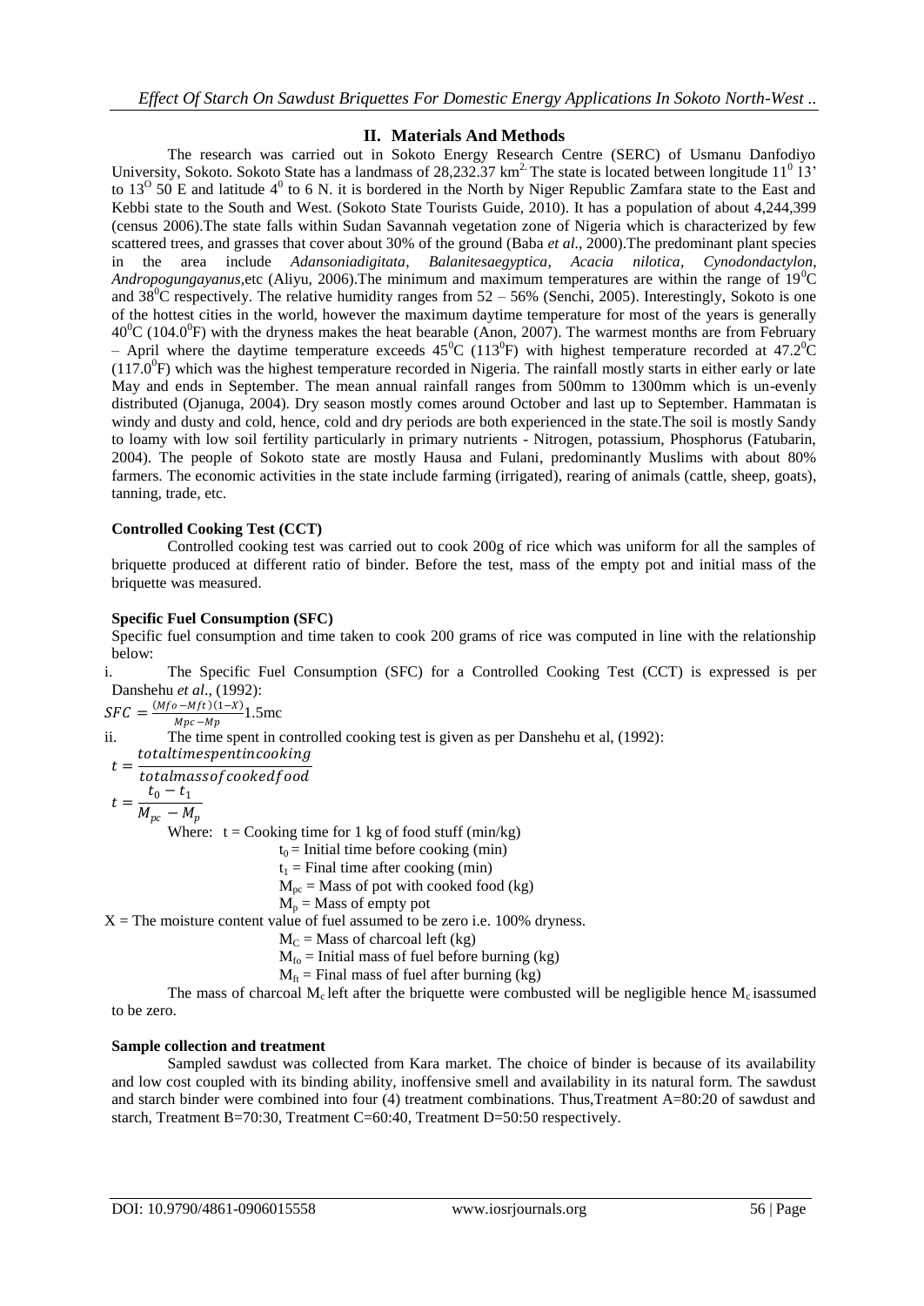## II. Materials And Methods

The research was carried out in Sokoto Energy Research Centre (SERC) of Usmanu Danfodiyo University, Sokoto. Sokoto State has a landmass of 28,232.37 km$^{2}$. The state is located between longitude 11$^{0}$ 13' to 13$^{O}$ 50 E and latitude 4$^{0}$ to 6 N. it is bordered in the North by Niger Republic Zamfara state to the East and Kebbi state to the South and West. (Sokoto State Tourists Guide, 2010). It has a population of about 4,244,399 (census 2006).The state falls within Sudan Savannah vegetation zone of Nigeria which is characterized by few scattered trees, and grasses that cover about 30% of the ground (Baba *et al*., 2000).The predominant plant species in the area include *Adansoniadigitata*, *Balanitesaegyptica*, *Acacia nilotica*, *Cynodondactylon*, *Andropogungayanus*,etc (Aliyu, 2006).The minimum and maximum temperatures are within the range of 19$^{0}$C and 38$^{0}$C respectively. The relative humidity ranges from 52 – 56% (Senchi, 2005). Interestingly, Sokoto is one of the hottest cities in the world, however the maximum daytime temperature for most of the years is generally 40$^{0}$C (104.0$^{0}$F) with the dryness makes the heat bearable (Anon, 2007). The warmest months are from February – April where the daytime temperature exceeds 45$^{0}$C (113$^{0}$F) with highest temperature recorded at 47.2$^{0}$C (117.0$^{0}$F) which was the highest temperature recorded in Nigeria. The rainfall mostly starts in either early or late May and ends in September. The mean annual rainfall ranges from 500mm to 1300mm which is un-evenly distributed (Ojanuga, 2004). Dry season mostly comes around October and last up to September. Hammatan is windy and dusty and cold, hence, cold and dry periods are both experienced in the state.The soil is mostly Sandy to loamy with low soil fertility particularly in primary nutrients - Nitrogen, potassium, Phosphorus (Fatubarin, 2004). The people of Sokoto state are mostly Hausa and Fulani, predominantly Muslims with about 80% farmers. The economic activities in the state include farming (irrigated), rearing of animals (cattle, sheep, goats), tanning, trade, etc.

**Controlled Cooking Test (CCT)**

Controlled cooking test was carried out to cook 200g of rice which was uniform for all the samples of briquette produced at different ratio of binder. Before the test, mass of the empty pot and initial mass of the briquette was measured.

**Specific Fuel Consumption (SFC)**

Specific fuel consumption and time taken to cook 200 grams of rice was computed in line with the relationship below:

i. The Specific Fuel Consumption (SFC) for a Controlled Cooking Test (CCT) is expressed is per Danshehu *et al*., (1992):

$$SFC = \frac{(Mfo - Mft)(1-X)}{Mpc - Mp} 1.5\text{mc}$$

ii. The time spent in controlled cooking test is given as per Danshehu et al, (1992):

$$t = \frac{total time spent in cooking}{total mass of cooked food}$$

$$t = \frac{t_0 - t_1}{M_{pc} - M_p}$$

Where: $t$ = Cooking time for 1 kg of food stuff (min/kg)

$t_0$ = Initial time before cooking (min)

$t_1$ = Final time after cooking (min)

$M_{pc}$ = Mass of pot with cooked food (kg)

$M_p$ = Mass of empty pot

$X$ = The moisture content value of fuel assumed to be zero i.e. 100% dryness.

$M_C$ = Mass of charcoal left (kg)

$M_{fo}$ = Initial mass of fuel before burning (kg)

$M_{ft}$ = Final mass of fuel after burning (kg)

The mass of charcoal $M_c$ left after the briquette were combusted will be negligible hence $M_c$ isassumed to be zero.

**Sample collection and treatment**

Sampled sawdust was collected from Kara market. The choice of binder is because of its availability and low cost coupled with its binding ability, inoffensive smell and availability in its natural form. The sawdust and starch binder were combined into four (4) treatment combinations. Thus,Treatment A=80:20 of sawdust and starch, Treatment B=70:30, Treatment C=60:40, Treatment D=50:50 respectively.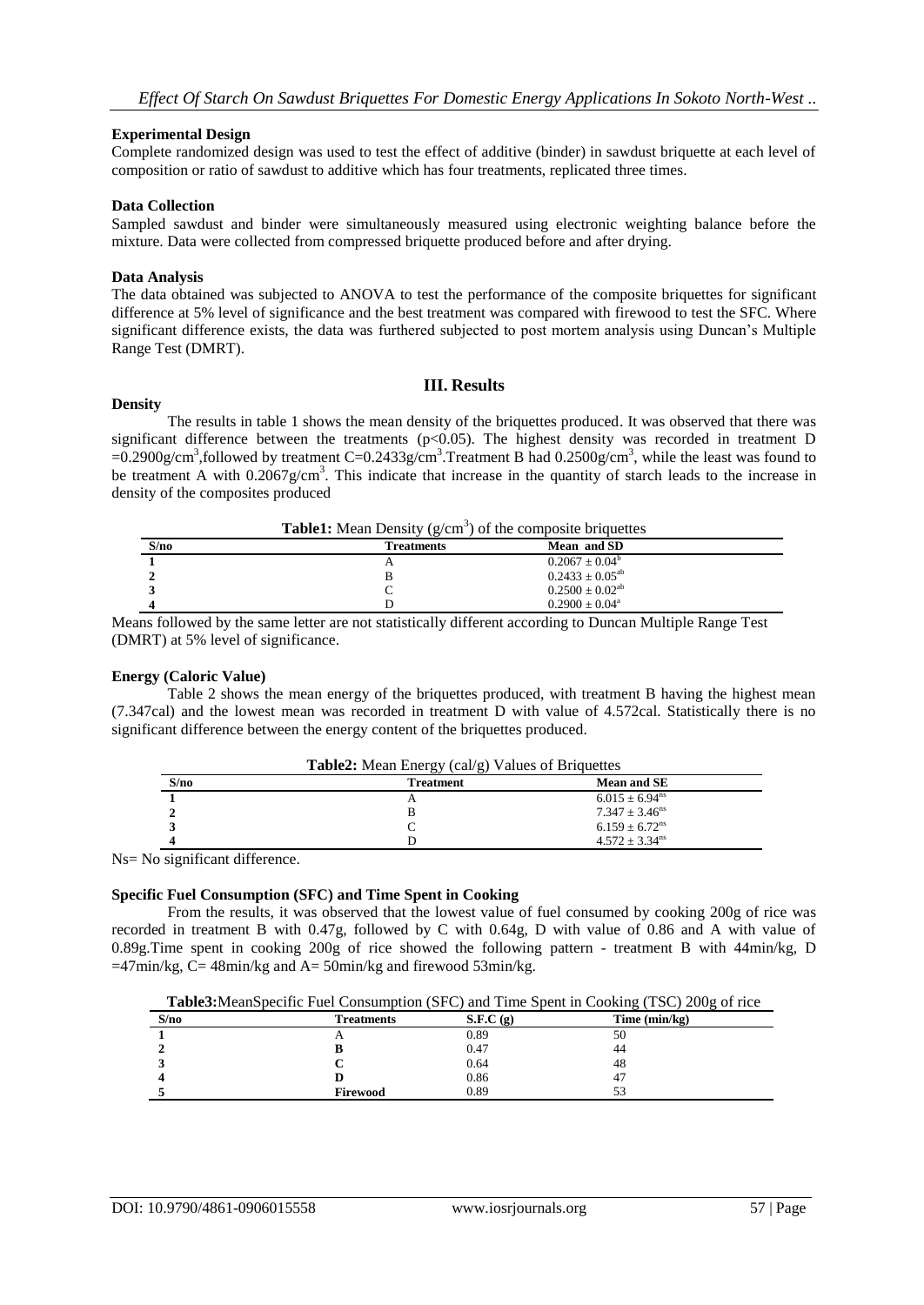### Experimental Design

Complete randomized design was used to test the effect of additive (binder) in sawdust briquette at each level of composition or ratio of sawdust to additive which has four treatments, replicated three times.

### Data Collection

Sampled sawdust and binder were simultaneously measured using electronic weighting balance before the mixture. Data were collected from compressed briquette produced before and after drying.

### Data Analysis

The data obtained was subjected to ANOVA to test the performance of the composite briquettes for significant difference at 5% level of significance and the best treatment was compared with firewood to test the SFC. Where significant difference exists, the data was furthered subjected to post mortem analysis using Duncan's Multiple Range Test (DMRT).

## III. Results

### Density

The results in table 1 shows the mean density of the briquettes produced. It was observed that there was significant difference between the treatments ($p<0.05$). The highest density was recorded in treatment D $=0.2900g/cm^3$,followed by treatment C$=0.2433g/cm^3$.Treatment B had $0.2500g/cm^3$, while the least was found to be treatment A with $0.2067g/cm^3$. This indicate that increase in the quantity of starch leads to the increase in density of the composites produced

**Table1:** Mean Density ($g/cm^3$) of the composite briquettes

| S/no | Treatments | Mean and SD |
|---|---|---|
| 1 | A | $0.2067 \pm 0.04^{b}$ |
| 2 | B | $0.2433 \pm 0.05^{ab}$ |
| 3 | C | $0.2500 \pm 0.02^{ab}$ |
| 4 | D | $0.2900 \pm 0.04^{a}$ |

Means followed by the same letter are not statistically different according to Duncan Multiple Range Test (DMRT) at 5% level of significance.

### Energy (Caloric Value)

Table 2 shows the mean energy of the briquettes produced, with treatment B having the highest mean (7.347cal) and the lowest mean was recorded in treatment D with value of 4.572cal. Statistically there is no significant difference between the energy content of the briquettes produced.

**Table2:** Mean Energy (cal/g) Values of Briquettes

| S/no | Treatment | Mean and SE |
|---|---|---|
| 1 | A | $6.015 \pm 6.94^{ns}$ |
| 2 | B | $7.347 \pm 3.46^{ns}$ |
| 3 | C | $6.159 \pm 6.72^{ns}$ |
| 4 | D | $4.572 \pm 3.34^{ns}$ |

Ns= No significant difference.

### Specific Fuel Consumption (SFC) and Time Spent in Cooking

From the results, it was observed that the lowest value of fuel consumed by cooking 200g of rice was recorded in treatment B with 0.47g, followed by C with 0.64g, D with value of 0.86 and A with value of 0.89g.Time spent in cooking 200g of rice showed the following pattern - treatment B with 44min/kg, D =47min/kg, C= 48min/kg and A= 50min/kg and firewood 53min/kg.

**Table3:**MeanSpecific Fuel Consumption (SFC) and Time Spent in Cooking (TSC) 200g of rice

| S/no | Treatments | S.F.C (g) | Time (min/kg) |
|---|---|---|---|
| 1 | A | 0.89 | 50 |
| 2 | **B** | 0.47 | 44 |
| 3 | **C** | 0.64 | 48 |
| 4 | **D** | 0.86 | 47 |
| 5 | **Firewood** | 0.89 | 53 |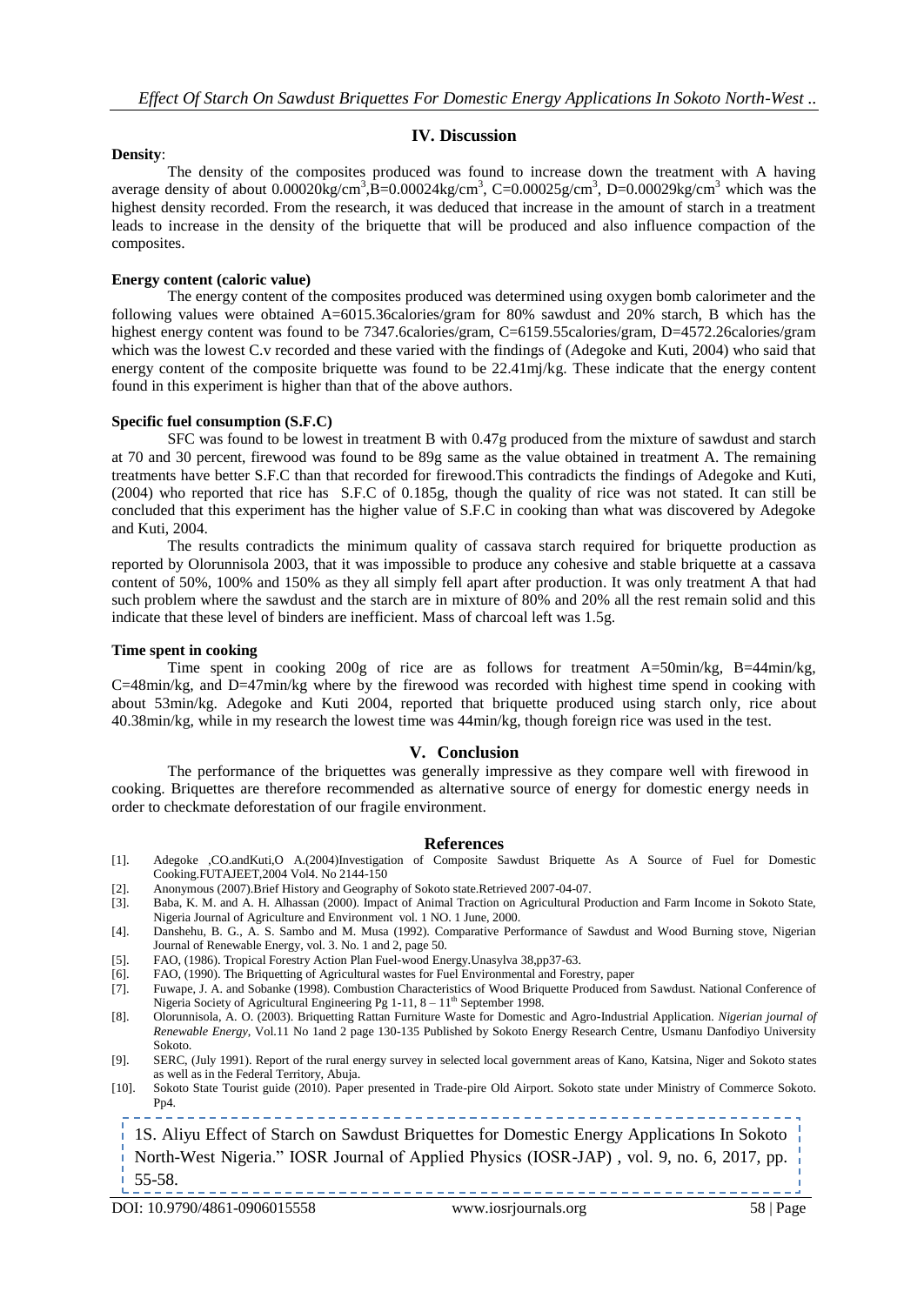## IV. Discussion

**Density**:

The density of the composites produced was found to increase down the treatment with A having average density of about 0.00020kg/$cm^3$,B=0.00024kg/$cm^3$, C=0.00025g/$cm^3$, D=0.00029kg/$cm^3$ which was the highest density recorded. From the research, it was deduced that increase in the amount of starch in a treatment leads to increase in the density of the briquette that will be produced and also influence compaction of the composites.

**Energy content (caloric value)**

The energy content of the composites produced was determined using oxygen bomb calorimeter and the following values were obtained A=6015.36calories/gram for 80% sawdust and 20% starch, B which has the highest energy content was found to be 7347.6calories/gram, C=6159.55calories/gram, D=4572.26calories/gram which was the lowest C.v recorded and these varied with the findings of (Adegoke and Kuti, 2004) who said that energy content of the composite briquette was found to be 22.41mj/kg. These indicate that the energy content found in this experiment is higher than that of the above authors.

**Specific fuel consumption (S.F.C)**

SFC was found to be lowest in treatment B with 0.47g produced from the mixture of sawdust and starch at 70 and 30 percent, firewood was found to be 89g same as the value obtained in treatment A. The remaining treatments have better S.F.C than that recorded for firewood.This contradicts the findings of Adegoke and Kuti, (2004) who reported that rice has S.F.C of 0.185g, though the quality of rice was not stated. It can still be concluded that this experiment has the higher value of S.F.C in cooking than what was discovered by Adegoke and Kuti, 2004.

The results contradicts the minimum quality of cassava starch required for briquette production as reported by Olorunnisola 2003, that it was impossible to produce any cohesive and stable briquette at a cassava content of 50%, 100% and 150% as they all simply fell apart after production. It was only treatment A that had such problem where the sawdust and the starch are in mixture of 80% and 20% all the rest remain solid and this indicate that these level of binders are inefficient. Mass of charcoal left was 1.5g.

**Time spent in cooking**

Time spent in cooking 200g of rice are as follows for treatment A=50min/kg, B=44min/kg, C=48min/kg, and D=47min/kg where by the firewood was recorded with highest time spend in cooking with about 53min/kg. Adegoke and Kuti 2004, reported that briquette produced using starch only, rice about 40.38min/kg, while in my research the lowest time was 44min/kg, though foreign rice was used in the test.

## V. Conclusion

The performance of the briquettes was generally impressive as they compare well with firewood in cooking. Briquettes are therefore recommended as alternative source of energy for domestic energy needs in order to checkmate deforestation of our fragile environment.

## References

[1]. Adegoke ,CO.andKuti,O A.(2004)Investigation of Composite Sawdust Briquette As A Source of Fuel for Domestic Cooking.FUTAJEET,2004 Vol4. No 2144-150

[2]. Anonymous (2007).Brief History and Geography of Sokoto state.Retrieved 2007-04-07.

[3]. Baba, K. M. and A. H. Alhassan (2000). Impact of Animal Traction on Agricultural Production and Farm Income in Sokoto State, Nigeria Journal of Agriculture and Environment vol. 1 NO. 1 June, 2000.

[4]. Danshehu, B. G., A. S. Sambo and M. Musa (1992). Comparative Performance of Sawdust and Wood Burning stove, Nigerian Journal of Renewable Energy, vol. 3. No. 1 and 2, page 50.

[5]. FAO, (1986). Tropical Forestry Action Plan Fuel-wood Energy.Unasylva 38,pp37-63.

[6]. FAO, (1990). The Briquetting of Agricultural wastes for Fuel Environmental and Forestry, paper

[7]. Fuwape, J. A. and Sobanke (1998). Combustion Characteristics of Wood Briquette Produced from Sawdust. National Conference of Nigeria Society of Agricultural Engineering Pg 1-11, 8 – 11th September 1998.

[8]. Olorunnisola, A. O. (2003). Briquetting Rattan Furniture Waste for Domestic and Agro-Industrial Application. *Nigerian journal of Renewable Energy*, Vol.11 No 1and 2 page 130-135 Published by Sokoto Energy Research Centre, Usmanu Danfodiyo University Sokoto.

[9]. SERC, (July 1991). Report of the rural energy survey in selected local government areas of Kano, Katsina, Niger and Sokoto states as well as in the Federal Territory, Abuja.

[10]. Sokoto State Tourist guide (2010). Paper presented in Trade-pire Old Airport. Sokoto state under Ministry of Commerce Sokoto. Pp4.

1S. Aliyu Effect of Starch on Sawdust Briquettes for Domestic Energy Applications In Sokoto North-West Nigeria." IOSR Journal of Applied Physics (IOSR-JAP) , vol. 9, no. 6, 2017, pp. 55-58.